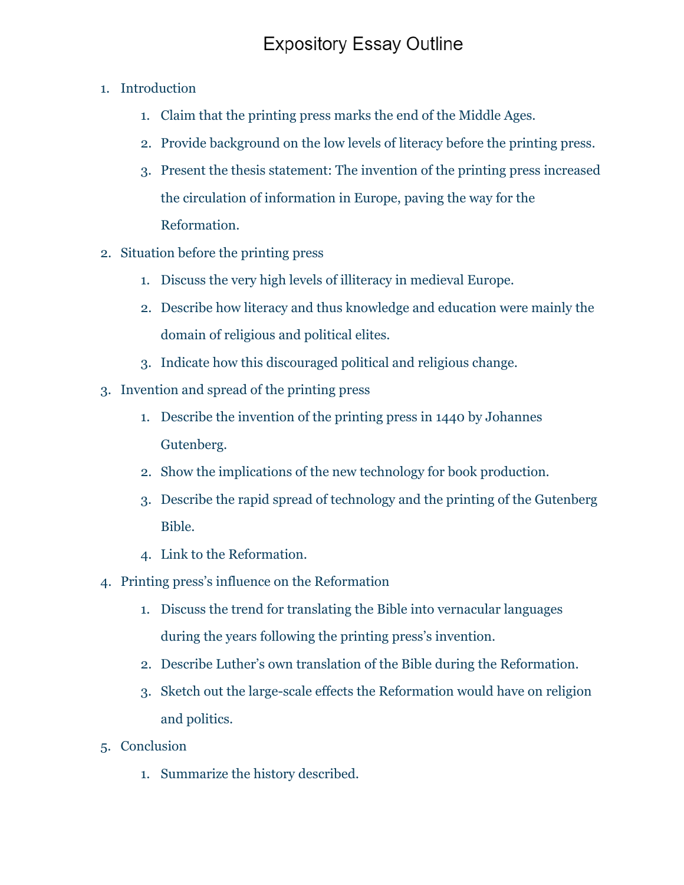# Expository Essay Outline

1. Introduction
    1. Claim that the printing press marks the end of the Middle Ages.
    2. Provide background on the low levels of literacy before the printing press.
    3. Present the thesis statement: The invention of the printing press increased the circulation of information in Europe, paving the way for the Reformation.
2. Situation before the printing press
    1. Discuss the very high levels of illiteracy in medieval Europe.
    2. Describe how literacy and thus knowledge and education were mainly the domain of religious and political elites.
    3. Indicate how this discouraged political and religious change.
3. Invention and spread of the printing press
    1. Describe the invention of the printing press in 1440 by Johannes Gutenberg.
    2. Show the implications of the new technology for book production.
    3. Describe the rapid spread of technology and the printing of the Gutenberg Bible.
    4. Link to the Reformation.
4. Printing press's influence on the Reformation
    1. Discuss the trend for translating the Bible into vernacular languages during the years following the printing press's invention.
    2. Describe Luther's own translation of the Bible during the Reformation.
    3. Sketch out the large-scale effects the Reformation would have on religion and politics.
5. Conclusion
    1. Summarize the history described.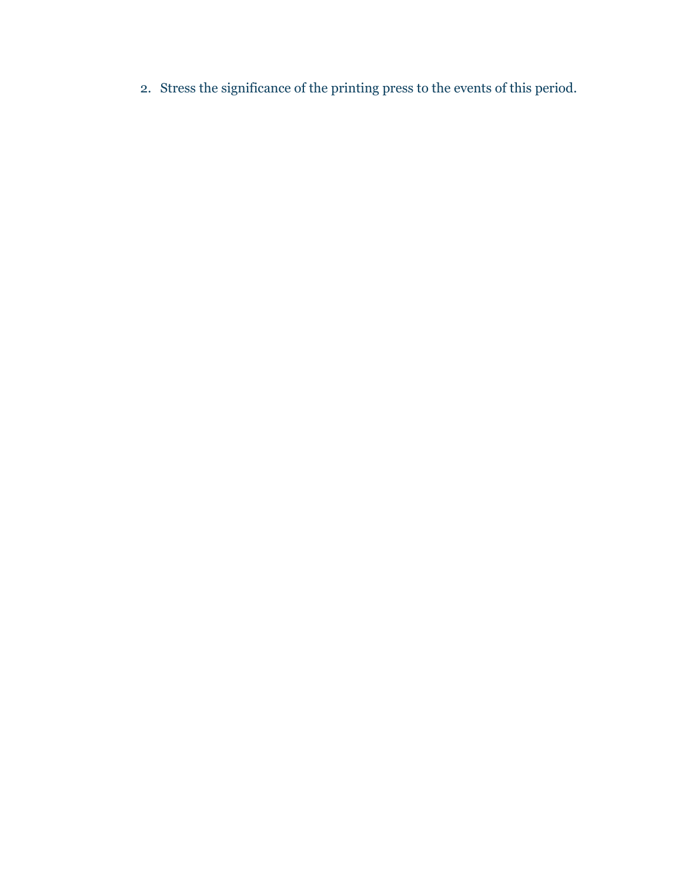2. Stress the significance of the printing press to the events of this period.